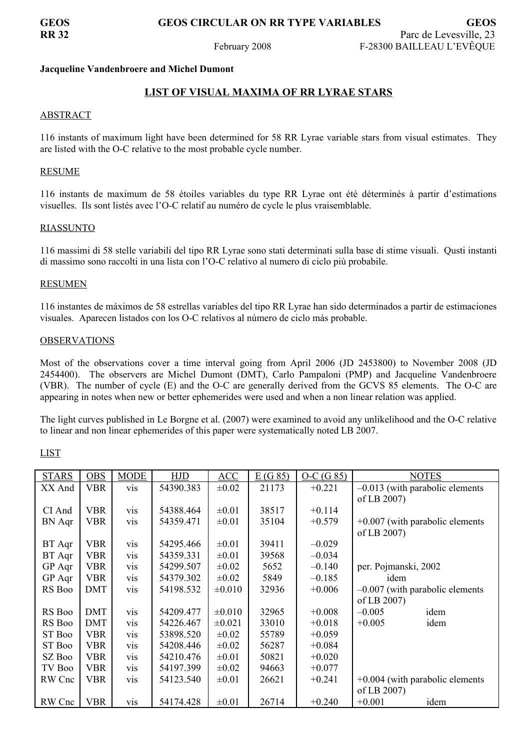GEOS RR 32 — GEOS CIRCULAR ON RR TYPE VARIABLES — GEOS

February 2008

Parc de Levesville, 23
F-28300 BAILLEAU L'EVÊQUE

**Jacqueline Vandenbroere and Michel Dumont**

## LIST OF VISUAL MAXIMA OF RR LYRAE STARS

### ABSTRACT

116 instants of maximum light have been determined for 58 RR Lyrae variable stars from visual estimates. They are listed with the O-C relative to the most probable cycle number.

### RESUME

116 instants de maximum de 58 étoiles variables du type RR Lyrae ont été déterminés à partir d'estimations visuelles. Ils sont listés avec l'O-C relatif au numéro de cycle le plus vraisemblable.

### RIASSUNTO

116 massimi di 58 stelle variabili del tipo RR Lyrae sono stati determinati sulla base di stime visuali. Qusti instanti di massimo sono raccolti in una lista con l'O-C relativo al numero di ciclo più probabile.

### RESUMEN

116 instantes de máximos de 58 estrellas variables del tipo RR Lyrae han sido determinados a partir de estimaciones visuales. Aparecen listados con los O-C relativos al número de ciclo más probable.

### OBSERVATIONS

Most of the observations cover a time interval going from April 2006 (JD 2453800) to November 2008 (JD 2454400). The observers are Michel Dumont (DMT), Carlo Pampaloni (PMP) and Jacqueline Vandenbroere (VBR). The number of cycle (E) and the O-C are generally derived from the GCVS 85 elements. The O-C are appearing in notes when new or better ephemerides were used and when a non linear relation was applied.

The light curves published in Le Borgne et al. (2007) were examined to avoid any unlikelihood and the O-C relative to linear and non linear ephemerides of this paper were systematically noted LB 2007.

### LIST

| STARS | OBS | MODE | HJD | ACC | E (G 85) | O-C (G 85) | NOTES |
|---|---|---|---|---|---|---|---|
| XX And | VBR | vis | 54390.383 | ±0.02 | 21173 | +0.221 | –0.013 (with parabolic elements of LB 2007) |
| CI And | VBR | vis | 54388.464 | ±0.01 | 38517 | +0.114 | |
| BN Aqr | VBR | vis | 54359.471 | ±0.01 | 35104 | +0.579 | +0.007 (with parabolic elements of LB 2007) |
| BT Aqr | VBR | vis | 54295.466 | ±0.01 | 39411 | –0.029 | |
| BT Aqr | VBR | vis | 54359.331 | ±0.01 | 39568 | –0.034 | |
| GP Aqr | VBR | vis | 54299.507 | ±0.02 | 5652 | –0.140 | per. Pojmanski, 2002 |
| GP Aqr | VBR | vis | 54379.302 | ±0.02 | 5849 | –0.185 | idem |
| RS Boo | DMT | vis | 54198.532 | ±0.010 | 32936 | +0.006 | –0.007 (with parabolic elements of LB 2007) |
| RS Boo | DMT | vis | 54209.477 | ±0.010 | 32965 | +0.008 | –0.005 idem |
| RS Boo | DMT | vis | 54226.467 | ±0.021 | 33010 | +0.018 | +0.005 idem |
| ST Boo | VBR | vis | 53898.520 | ±0.02 | 55789 | +0.059 | |
| ST Boo | VBR | vis | 54208.446 | ±0.02 | 56287 | +0.084 | |
| SZ Boo | VBR | vis | 54210.476 | ±0.01 | 50821 | +0.020 | |
| TV Boo | VBR | vis | 54197.399 | ±0.02 | 94663 | +0.077 | |
| RW Cnc | VBR | vis | 54123.540 | ±0.01 | 26621 | +0.241 | +0.004 (with parabolic elements of LB 2007) |
| RW Cnc | VBR | vis | 54174.428 | ±0.01 | 26714 | +0.240 | +0.001 idem |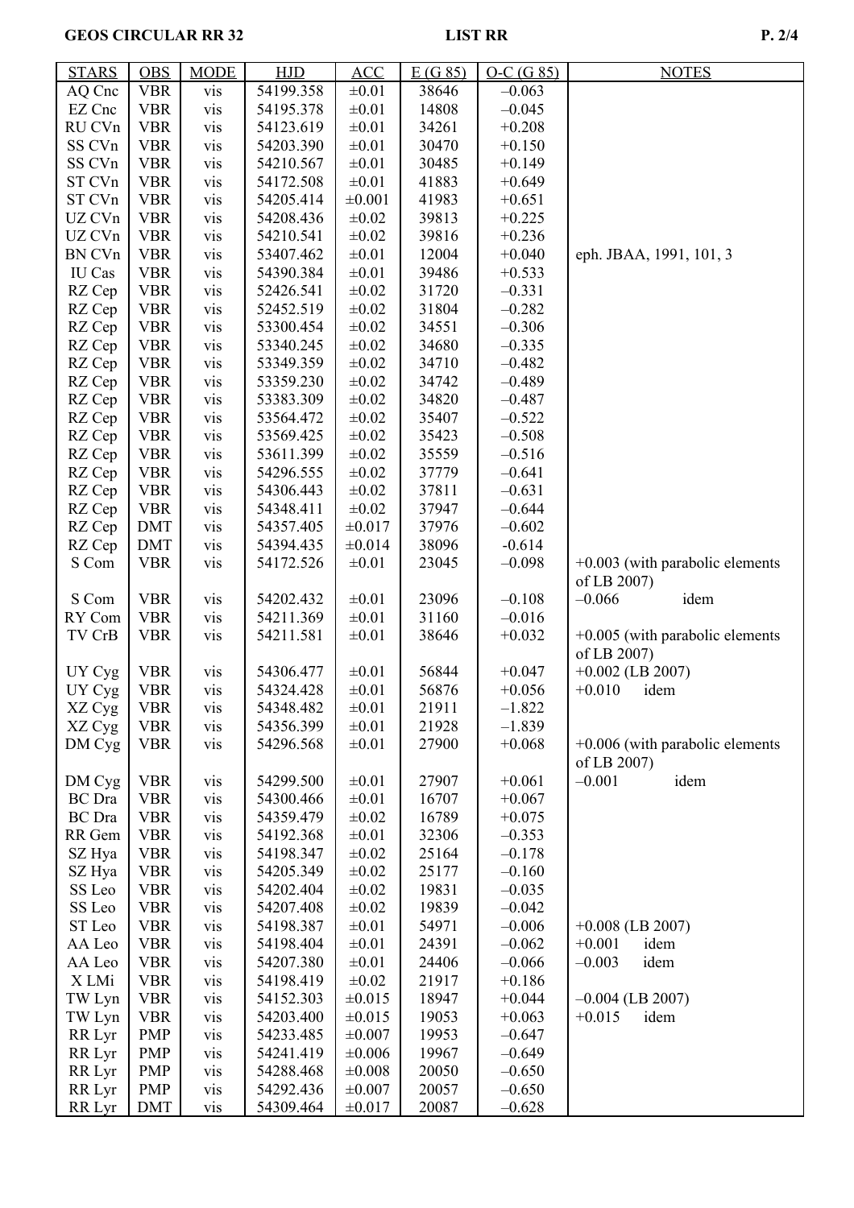| STARS | OBS | MODE | HJD | ACC | E (G 85) | O-C (G 85) | NOTES |
|---|---|---|---|---|---|---|---|
| AQ Cnc | VBR | vis | 54199.358 | ±0.01 | 38646 | –0.063 | |
| EZ Cnc | VBR | vis | 54195.378 | ±0.01 | 14808 | –0.045 | |
| RU CVn | VBR | vis | 54123.619 | ±0.01 | 34261 | +0.208 | |
| SS CVn | VBR | vis | 54203.390 | ±0.01 | 30470 | +0.150 | |
| SS CVn | VBR | vis | 54210.567 | ±0.01 | 30485 | +0.149 | |
| ST CVn | VBR | vis | 54172.508 | ±0.01 | 41883 | +0.649 | |
| ST CVn | VBR | vis | 54205.414 | ±0.001 | 41983 | +0.651 | |
| UZ CVn | VBR | vis | 54208.436 | ±0.02 | 39813 | +0.225 | |
| UZ CVn | VBR | vis | 54210.541 | ±0.02 | 39816 | +0.236 | |
| BN CVn | VBR | vis | 53407.462 | ±0.01 | 12004 | +0.040 | eph. JBAA, 1991, 101, 3 |
| IU Cas | VBR | vis | 54390.384 | ±0.01 | 39486 | +0.533 | |
| RZ Cep | VBR | vis | 52426.541 | ±0.02 | 31720 | –0.331 | |
| RZ Cep | VBR | vis | 52452.519 | ±0.02 | 31804 | –0.282 | |
| RZ Cep | VBR | vis | 53300.454 | ±0.02 | 34551 | –0.306 | |
| RZ Cep | VBR | vis | 53340.245 | ±0.02 | 34680 | –0.335 | |
| RZ Cep | VBR | vis | 53349.359 | ±0.02 | 34710 | –0.482 | |
| RZ Cep | VBR | vis | 53359.230 | ±0.02 | 34742 | –0.489 | |
| RZ Cep | VBR | vis | 53383.309 | ±0.02 | 34820 | –0.487 | |
| RZ Cep | VBR | vis | 53564.472 | ±0.02 | 35407 | –0.522 | |
| RZ Cep | VBR | vis | 53569.425 | ±0.02 | 35423 | –0.508 | |
| RZ Cep | VBR | vis | 53611.399 | ±0.02 | 35559 | –0.516 | |
| RZ Cep | VBR | vis | 54296.555 | ±0.02 | 37779 | –0.641 | |
| RZ Cep | VBR | vis | 54306.443 | ±0.02 | 37811 | –0.631 | |
| RZ Cep | VBR | vis | 54348.411 | ±0.02 | 37947 | –0.644 | |
| RZ Cep | DMT | vis | 54357.405 | ±0.017 | 37976 | –0.602 | |
| RZ Cep | DMT | vis | 54394.435 | ±0.014 | 38096 | -0.614 | |
| S Com | VBR | vis | 54172.526 | ±0.01 | 23045 | –0.098 | +0.003 (with parabolic elements of LB 2007) |
| S Com | VBR | vis | 54202.432 | ±0.01 | 23096 | –0.108 | –0.066 idem |
| RY Com | VBR | vis | 54211.369 | ±0.01 | 31160 | –0.016 | |
| TV CrB | VBR | vis | 54211.581 | ±0.01 | 38646 | +0.032 | +0.005 (with parabolic elements of LB 2007) |
| UY Cyg | VBR | vis | 54306.477 | ±0.01 | 56844 | +0.047 | +0.002 (LB 2007) |
| UY Cyg | VBR | vis | 54324.428 | ±0.01 | 56876 | +0.056 | +0.010 idem |
| XZ Cyg | VBR | vis | 54348.482 | ±0.01 | 21911 | –1.822 | |
| XZ Cyg | VBR | vis | 54356.399 | ±0.01 | 21928 | –1.839 | |
| DM Cyg | VBR | vis | 54296.568 | ±0.01 | 27900 | +0.068 | +0.006 (with parabolic elements of LB 2007) |
| DM Cyg | VBR | vis | 54299.500 | ±0.01 | 27907 | +0.061 | –0.001 idem |
| BC Dra | VBR | vis | 54300.466 | ±0.01 | 16707 | +0.067 | |
| BC Dra | VBR | vis | 54359.479 | ±0.02 | 16789 | +0.075 | |
| RR Gem | VBR | vis | 54192.368 | ±0.01 | 32306 | –0.353 | |
| SZ Hya | VBR | vis | 54198.347 | ±0.02 | 25164 | –0.178 | |
| SZ Hya | VBR | vis | 54205.349 | ±0.02 | 25177 | –0.160 | |
| SS Leo | VBR | vis | 54202.404 | ±0.02 | 19831 | –0.035 | |
| SS Leo | VBR | vis | 54207.408 | ±0.02 | 19839 | –0.042 | |
| ST Leo | VBR | vis | 54198.387 | ±0.01 | 54971 | –0.006 | +0.008 (LB 2007) |
| AA Leo | VBR | vis | 54198.404 | ±0.01 | 24391 | –0.062 | +0.001 idem |
| AA Leo | VBR | vis | 54207.380 | ±0.01 | 24406 | –0.066 | –0.003 idem |
| X LMi | VBR | vis | 54198.419 | ±0.02 | 21917 | +0.186 | |
| TW Lyn | VBR | vis | 54152.303 | ±0.015 | 18947 | +0.044 | –0.004 (LB 2007) |
| TW Lyn | VBR | vis | 54203.400 | ±0.015 | 19053 | +0.063 | +0.015 idem |
| RR Lyr | PMP | vis | 54233.485 | ±0.007 | 19953 | –0.647 | |
| RR Lyr | PMP | vis | 54241.419 | ±0.006 | 19967 | –0.649 | |
| RR Lyr | PMP | vis | 54288.468 | ±0.008 | 20050 | –0.650 | |
| RR Lyr | PMP | vis | 54292.436 | ±0.007 | 20057 | –0.650 | |
| RR Lyr | DMT | vis | 54309.464 | ±0.017 | 20087 | –0.628 | |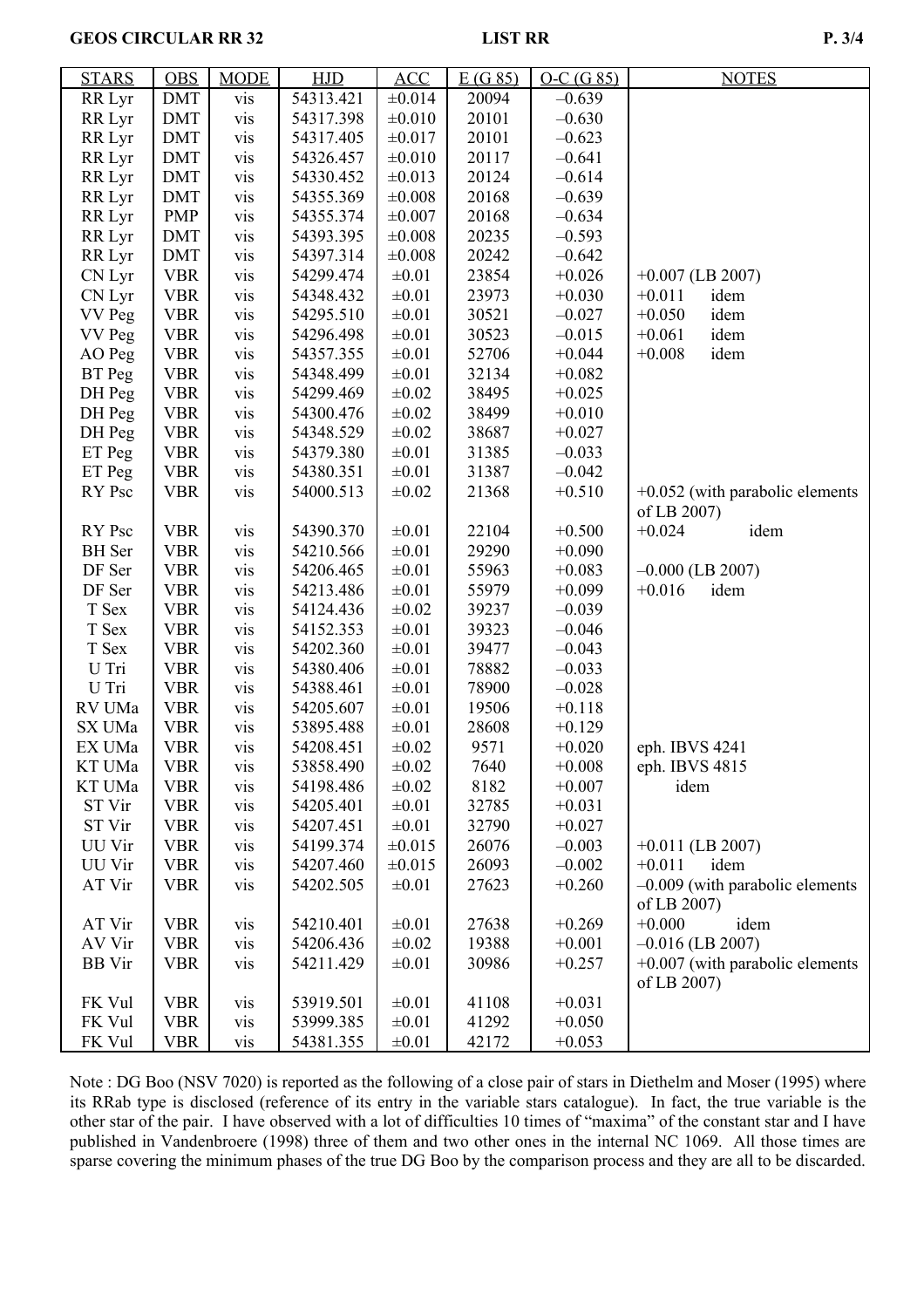| STARS | OBS | MODE | HJD | ACC | E (G 85) | O-C (G 85) | NOTES |
|---|---|---|---|---|---|---|---|
| RR Lyr | DMT | vis | 54313.421 | ±0.014 | 20094 | –0.639 | |
| RR Lyr | DMT | vis | 54317.398 | ±0.010 | 20101 | –0.630 | |
| RR Lyr | DMT | vis | 54317.405 | ±0.017 | 20101 | –0.623 | |
| RR Lyr | DMT | vis | 54326.457 | ±0.010 | 20117 | –0.641 | |
| RR Lyr | DMT | vis | 54330.452 | ±0.013 | 20124 | –0.614 | |
| RR Lyr | DMT | vis | 54355.369 | ±0.008 | 20168 | –0.639 | |
| RR Lyr | PMP | vis | 54355.374 | ±0.007 | 20168 | –0.634 | |
| RR Lyr | DMT | vis | 54393.395 | ±0.008 | 20235 | –0.593 | |
| RR Lyr | DMT | vis | 54397.314 | ±0.008 | 20242 | –0.642 | |
| CN Lyr | VBR | vis | 54299.474 | ±0.01 | 23854 | +0.026 | +0.007 (LB 2007) |
| CN Lyr | VBR | vis | 54348.432 | ±0.01 | 23973 | +0.030 | +0.011 idem |
| VV Peg | VBR | vis | 54295.510 | ±0.01 | 30521 | –0.027 | +0.050 idem |
| VV Peg | VBR | vis | 54296.498 | ±0.01 | 30523 | –0.015 | +0.061 idem |
| AO Peg | VBR | vis | 54357.355 | ±0.01 | 52706 | +0.044 | +0.008 idem |
| BT Peg | VBR | vis | 54348.499 | ±0.01 | 32134 | +0.082 | |
| DH Peg | VBR | vis | 54299.469 | ±0.02 | 38495 | +0.025 | |
| DH Peg | VBR | vis | 54300.476 | ±0.02 | 38499 | +0.010 | |
| DH Peg | VBR | vis | 54348.529 | ±0.02 | 38687 | +0.027 | |
| ET Peg | VBR | vis | 54379.380 | ±0.01 | 31385 | –0.033 | |
| ET Peg | VBR | vis | 54380.351 | ±0.01 | 31387 | –0.042 | |
| RY Psc | VBR | vis | 54000.513 | ±0.02 | 21368 | +0.510 | +0.052 (with parabolic elements of LB 2007) |
| RY Psc | VBR | vis | 54390.370 | ±0.01 | 22104 | +0.500 | +0.024 idem |
| BH Ser | VBR | vis | 54210.566 | ±0.01 | 29290 | +0.090 | |
| DF Ser | VBR | vis | 54206.465 | ±0.01 | 55963 | +0.083 | –0.000 (LB 2007) |
| DF Ser | VBR | vis | 54213.486 | ±0.01 | 55979 | +0.099 | +0.016 idem |
| T Sex | VBR | vis | 54124.436 | ±0.02 | 39237 | –0.039 | |
| T Sex | VBR | vis | 54152.353 | ±0.01 | 39323 | –0.046 | |
| T Sex | VBR | vis | 54202.360 | ±0.01 | 39477 | –0.043 | |
| U Tri | VBR | vis | 54380.406 | ±0.01 | 78882 | –0.033 | |
| U Tri | VBR | vis | 54388.461 | ±0.01 | 78900 | –0.028 | |
| RV UMa | VBR | vis | 54205.607 | ±0.01 | 19506 | +0.118 | |
| SX UMa | VBR | vis | 53895.488 | ±0.01 | 28608 | +0.129 | |
| EX UMa | VBR | vis | 54208.451 | ±0.02 | 9571 | +0.020 | eph. IBVS 4241 |
| KT UMa | VBR | vis | 53858.490 | ±0.02 | 7640 | +0.008 | eph. IBVS 4815 |
| KT UMa | VBR | vis | 54198.486 | ±0.02 | 8182 | +0.007 | idem |
| ST Vir | VBR | vis | 54205.401 | ±0.01 | 32785 | +0.031 | |
| ST Vir | VBR | vis | 54207.451 | ±0.01 | 32790 | +0.027 | |
| UU Vir | VBR | vis | 54199.374 | ±0.015 | 26076 | –0.003 | +0.011 (LB 2007) |
| UU Vir | VBR | vis | 54207.460 | ±0.015 | 26093 | –0.002 | +0.011 idem |
| AT Vir | VBR | vis | 54202.505 | ±0.01 | 27623 | +0.260 | –0.009 (with parabolic elements of LB 2007) |
| AT Vir | VBR | vis | 54210.401 | ±0.01 | 27638 | +0.269 | +0.000 idem |
| AV Vir | VBR | vis | 54206.436 | ±0.02 | 19388 | +0.001 | –0.016 (LB 2007) |
| BB Vir | VBR | vis | 54211.429 | ±0.01 | 30986 | +0.257 | +0.007 (with parabolic elements of LB 2007) |
| FK Vul | VBR | vis | 53919.501 | ±0.01 | 41108 | +0.031 | |
| FK Vul | VBR | vis | 53999.385 | ±0.01 | 41292 | +0.050 | |
| FK Vul | VBR | vis | 54381.355 | ±0.01 | 42172 | +0.053 | |

Note : DG Boo (NSV 7020) is reported as the following of a close pair of stars in Diethelm and Moser (1995) where its RRab type is disclosed (reference of its entry in the variable stars catalogue). In fact, the true variable is the other star of the pair. I have observed with a lot of difficulties 10 times of "maxima" of the constant star and I have published in Vandenbroere (1998) three of them and two other ones in the internal NC 1069. All those times are sparse covering the minimum phases of the true DG Boo by the comparison process and they are all to be discarded.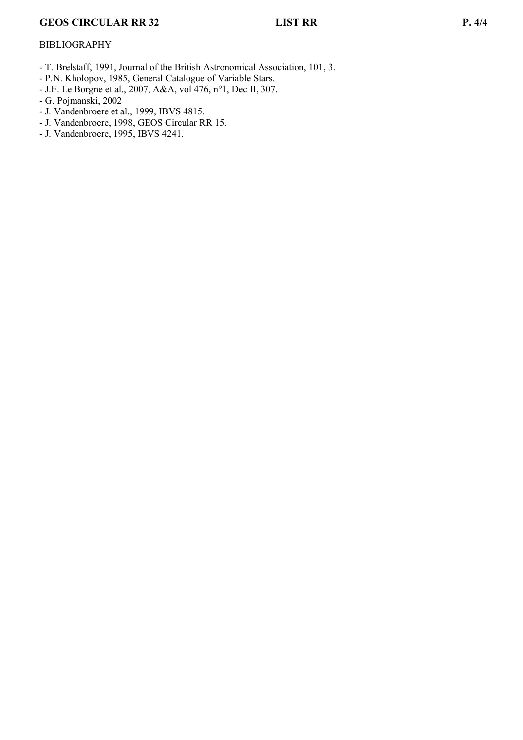## BIBLIOGRAPHY

- T. Brelstaff, 1991, Journal of the British Astronomical Association, 101, 3.
- P.N. Kholopov, 1985, General Catalogue of Variable Stars.
- J.F. Le Borgne et al., 2007, A&A, vol 476, n°1, Dec II, 307.
- G. Pojmanski, 2002
- J. Vandenbroere et al., 1999, IBVS 4815.
- J. Vandenbroere, 1998, GEOS Circular RR 15.
- J. Vandenbroere, 1995, IBVS 4241.